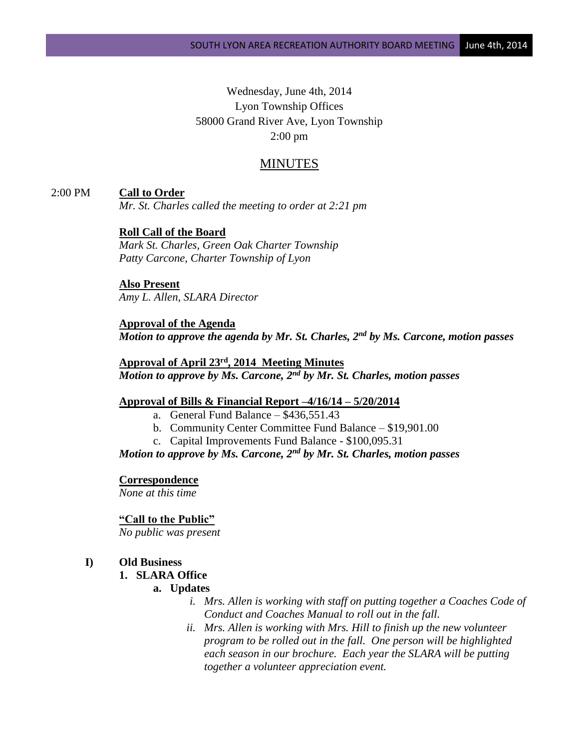Wednesday, June 4th, 2014
Lyon Township Offices
58000 Grand River Ave, Lyon Township
2:00 pm

# MINUTES

2:00 PM **Call to Order**
*Mr. St. Charles called the meeting to order at 2:21 pm*

**Roll Call of the Board**
*Mark St. Charles, Green Oak Charter Township*
*Patty Carcone, Charter Township of Lyon*

**Also Present**
*Amy L. Allen, SLARA Director*

**Approval of the Agenda**
***Motion to approve the agenda by Mr. St. Charles, 2nd by Ms. Carcone, motion passes***

**Approval of April 23rd, 2014 Meeting Minutes**
***Motion to approve by Ms. Carcone, 2nd by Mr. St. Charles, motion passes***

**Approval of Bills & Financial Report –4/16/14 – 5/20/2014**

a. General Fund Balance – $436,551.43
b. Community Center Committee Fund Balance – $19,901.00
c. Capital Improvements Fund Balance - $100,095.31

***Motion to approve by Ms. Carcone, 2nd by Mr. St. Charles, motion passes***

**Correspondence**
*None at this time*

**"Call to the Public"**
*No public was present*

**I) Old Business**

**1. SLARA Office**

**a. Updates**

i. *Mrs. Allen is working with staff on putting together a Coaches Code of Conduct and Coaches Manual to roll out in the fall.*
ii. *Mrs. Allen is working with Mrs. Hill to finish up the new volunteer program to be rolled out in the fall. One person will be highlighted each season in our brochure. Each year the SLARA will be putting together a volunteer appreciation event.*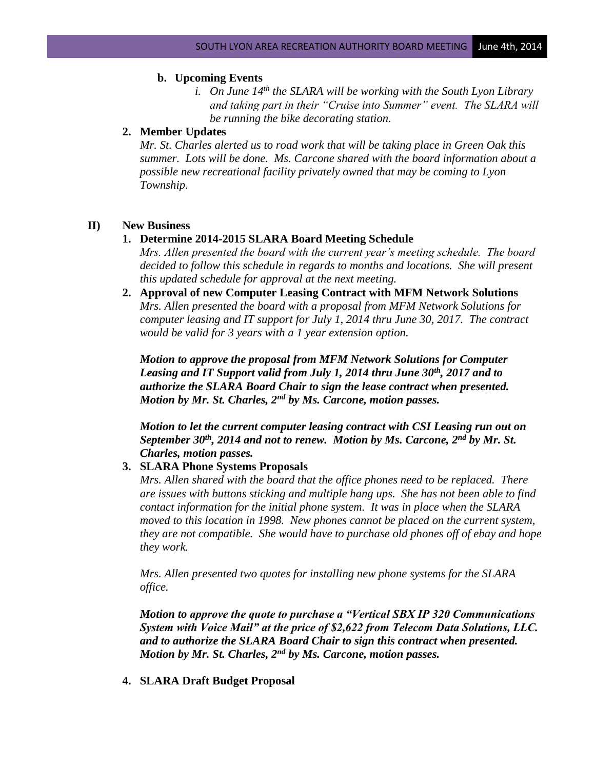**b. Upcoming Events**

*i. On June 14th the SLARA will be working with the South Lyon Library and taking part in their "Cruise into Summer" event. The SLARA will be running the bike decorating station.*

**2. Member Updates**

*Mr. St. Charles alerted us to road work that will be taking place in Green Oak this summer. Lots will be done. Ms. Carcone shared with the board information about a possible new recreational facility privately owned that may be coming to Lyon Township.*

## II) New Business

**1. Determine 2014-2015 SLARA Board Meeting Schedule**

*Mrs. Allen presented the board with the current year's meeting schedule. The board decided to follow this schedule in regards to months and locations. She will present this updated schedule for approval at the next meeting.*

**2. Approval of new Computer Leasing Contract with MFM Network Solutions**

*Mrs. Allen presented the board with a proposal from MFM Network Solutions for computer leasing and IT support for July 1, 2014 thru June 30, 2017. The contract would be valid for 3 years with a 1 year extension option.*

***Motion to approve the proposal from MFM Network Solutions for Computer Leasing and IT Support valid from July 1, 2014 thru June 30th, 2017 and to authorize the SLARA Board Chair to sign the lease contract when presented. Motion by Mr. St. Charles, 2nd by Ms. Carcone, motion passes.***

***Motion to let the current computer leasing contract with CSI Leasing run out on September 30th, 2014 and not to renew. Motion by Ms. Carcone, 2nd by Mr. St. Charles, motion passes.***

**3. SLARA Phone Systems Proposals**

*Mrs. Allen shared with the board that the office phones need to be replaced. There are issues with buttons sticking and multiple hang ups. She has not been able to find contact information for the initial phone system. It was in place when the SLARA moved to this location in 1998. New phones cannot be placed on the current system, they are not compatible. She would have to purchase old phones off of ebay and hope they work.*

*Mrs. Allen presented two quotes for installing new phone systems for the SLARA office.*

***Motion to approve the quote to purchase a "Vertical SBX IP 320 Communications System with Voice Mail" at the price of $2,622 from Telecom Data Solutions, LLC. and to authorize the SLARA Board Chair to sign this contract when presented. Motion by Mr. St. Charles, 2nd by Ms. Carcone, motion passes.***

**4. SLARA Draft Budget Proposal**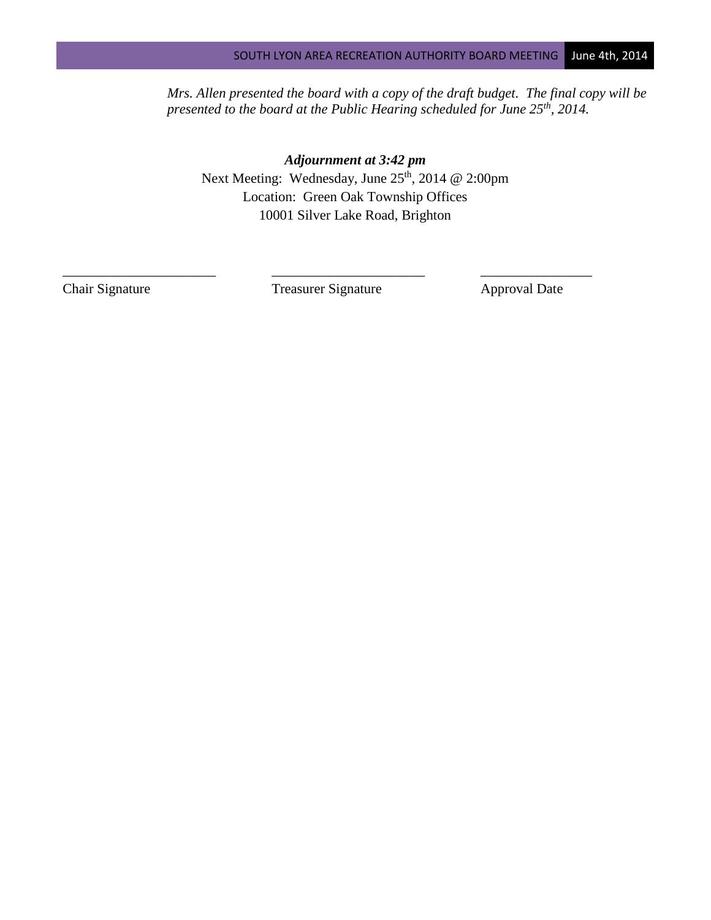*Mrs. Allen presented the board with a copy of the draft budget. The final copy will be presented to the board at the Public Hearing scheduled for June 25th, 2014.*

***Adjournment at 3:42 pm***

Next Meeting: Wednesday, June 25th, 2014 @ 2:00pm
Location: Green Oak Township Offices
10001 Silver Lake Road, Brighton

| | | |
|---|---|---|
| ______________________ | ______________________ | ________________ |
| Chair Signature | Treasurer Signature | Approval Date |